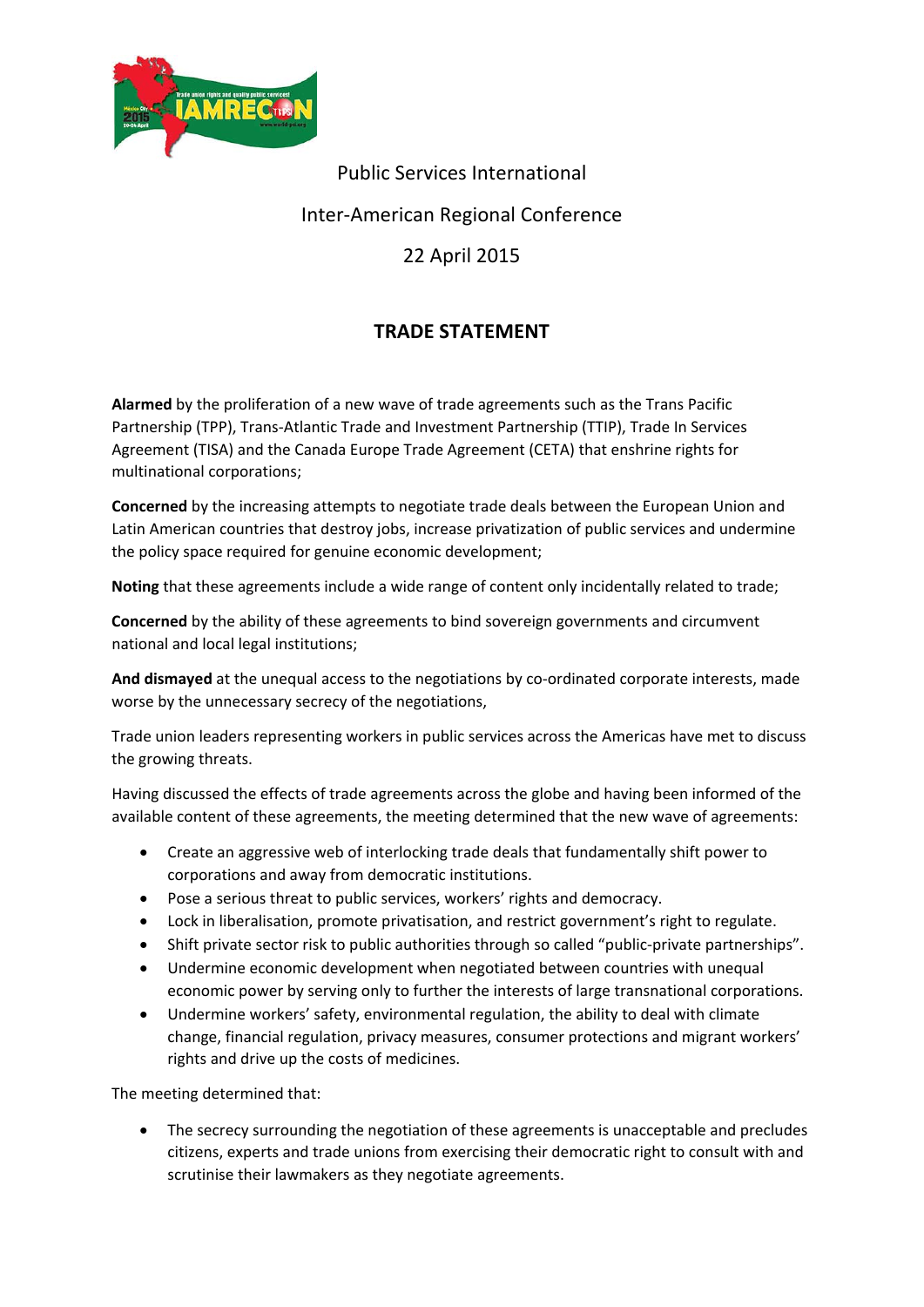Public Services International

Inter-American Regional Conference

22 April 2015

## TRADE STATEMENT

**Alarmed** by the proliferation of a new wave of trade agreements such as the Trans Pacific Partnership (TPP), Trans-Atlantic Trade and Investment Partnership (TTIP), Trade In Services Agreement (TISA) and the Canada Europe Trade Agreement (CETA) that enshrine rights for multinational corporations;

**Concerned** by the increasing attempts to negotiate trade deals between the European Union and Latin American countries that destroy jobs, increase privatization of public services and undermine the policy space required for genuine economic development;

**Noting** that these agreements include a wide range of content only incidentally related to trade;

**Concerned** by the ability of these agreements to bind sovereign governments and circumvent national and local legal institutions;

**And dismayed** at the unequal access to the negotiations by co-ordinated corporate interests, made worse by the unnecessary secrecy of the negotiations,

Trade union leaders representing workers in public services across the Americas have met to discuss the growing threats.

Having discussed the effects of trade agreements across the globe and having been informed of the available content of these agreements, the meeting determined that the new wave of agreements:

- Create an aggressive web of interlocking trade deals that fundamentally shift power to corporations and away from democratic institutions.
- Pose a serious threat to public services, workers' rights and democracy.
- Lock in liberalisation, promote privatisation, and restrict government's right to regulate.
- Shift private sector risk to public authorities through so called "public-private partnerships".
- Undermine economic development when negotiated between countries with unequal economic power by serving only to further the interests of large transnational corporations.
- Undermine workers' safety, environmental regulation, the ability to deal with climate change, financial regulation, privacy measures, consumer protections and migrant workers' rights and drive up the costs of medicines.

The meeting determined that:

- The secrecy surrounding the negotiation of these agreements is unacceptable and precludes citizens, experts and trade unions from exercising their democratic right to consult with and scrutinise their lawmakers as they negotiate agreements.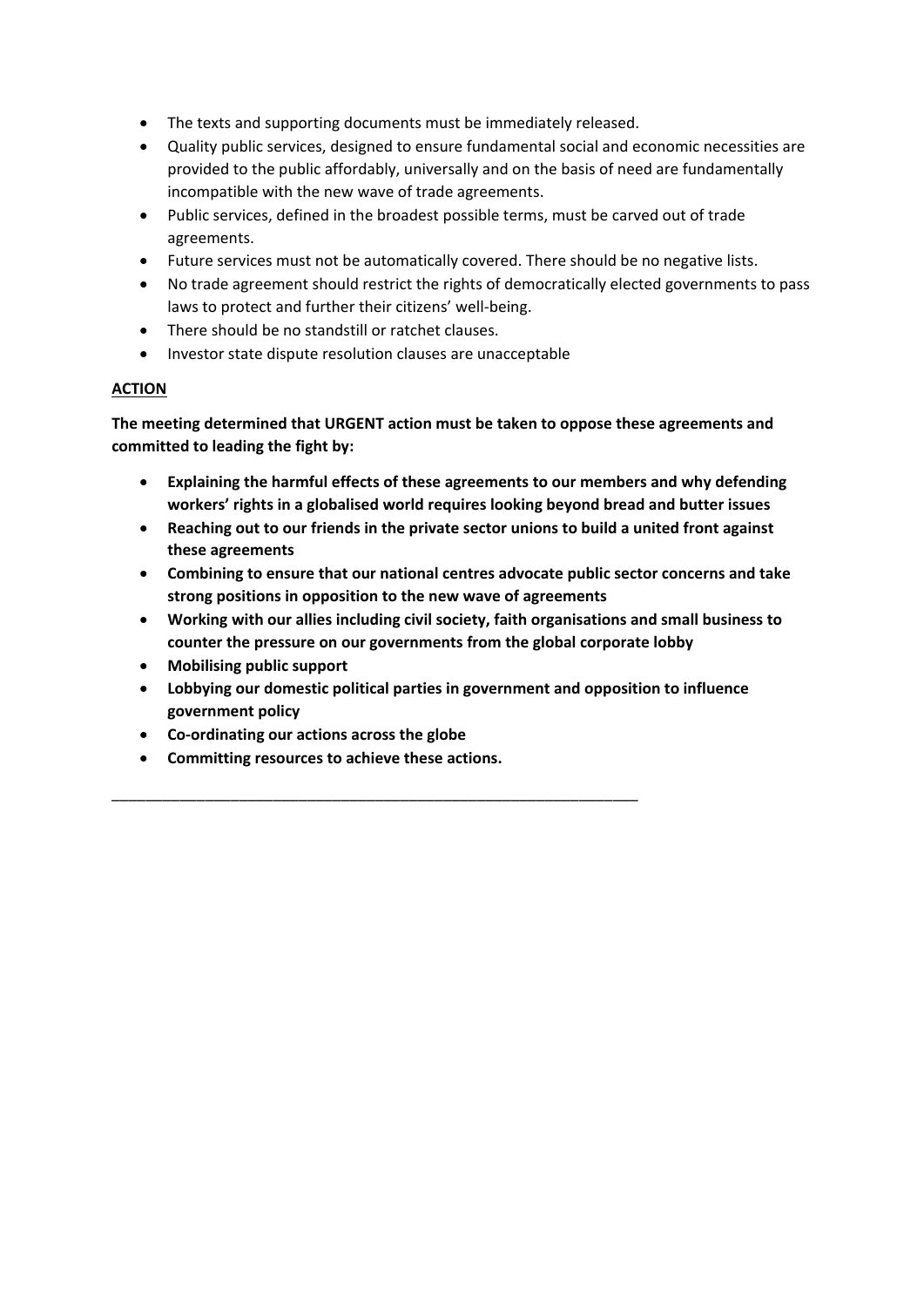- The texts and supporting documents must be immediately released.
- Quality public services, designed to ensure fundamental social and economic necessities are provided to the public affordably, universally and on the basis of need are fundamentally incompatible with the new wave of trade agreements.
- Public services, defined in the broadest possible terms, must be carved out of trade agreements.
- Future services must not be automatically covered. There should be no negative lists.
- No trade agreement should restrict the rights of democratically elected governments to pass laws to protect and further their citizens' well-being.
- There should be no standstill or ratchet clauses.
- Investor state dispute resolution clauses are unacceptable

**<u>ACTION</u>**

**The meeting determined that URGENT action must be taken to oppose these agreements and committed to leading the fight by:**

- **Explaining the harmful effects of these agreements to our members and why defending workers' rights in a globalised world requires looking beyond bread and butter issues**
- **Reaching out to our friends in the private sector unions to build a united front against these agreements**
- **Combining to ensure that our national centres advocate public sector concerns and take strong positions in opposition to the new wave of agreements**
- **Working with our allies including civil society, faith organisations and small business to counter the pressure on our governments from the global corporate lobby**
- **Mobilising public support**
- **Lobbying our domestic political parties in government and opposition to influence government policy**
- **Co-ordinating our actions across the globe**
- **Committing resources to achieve these actions.**

---